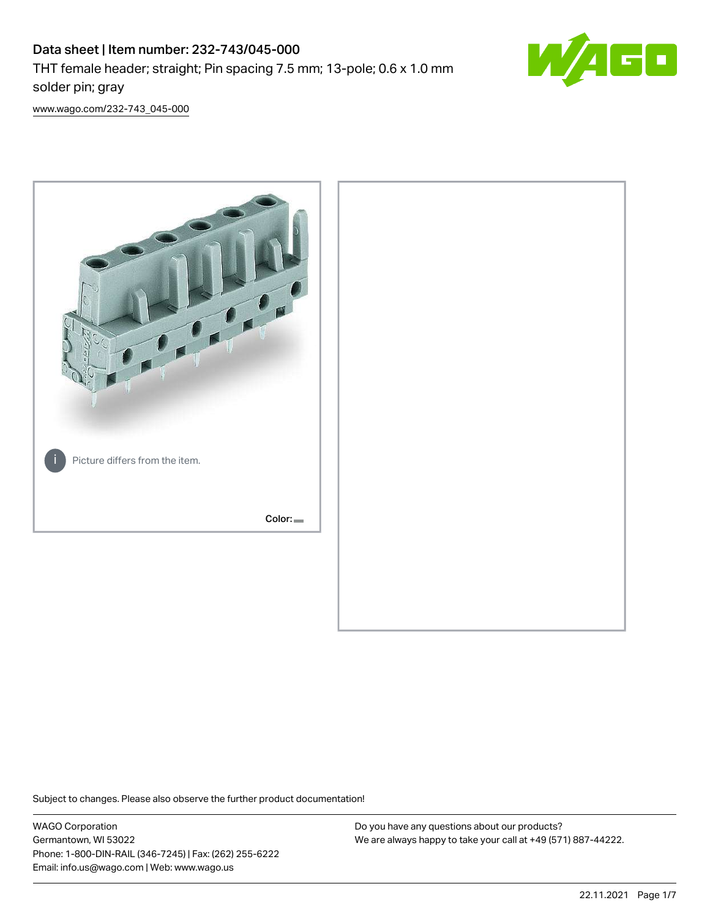# Data sheet | Item number: 232-743/045-000

THT female header; straight; Pin spacing 7.5 mm; 13-pole; 0.6 x 1.0 mm solder pin; gray

www.wago.com/232-743_045-000

Picture differs from the item.

Color:

Subject to changes. Please also observe the further product documentation!

WAGO Corporation
Germantown, WI 53022
Phone: 1-800-DIN-RAIL (346-7245) | Fax: (262) 255-6222
Email: info.us@wago.com | Web: www.wago.us

Do you have any questions about our products?
We are always happy to take your call at +49 (571) 887-44222.

22.11.2021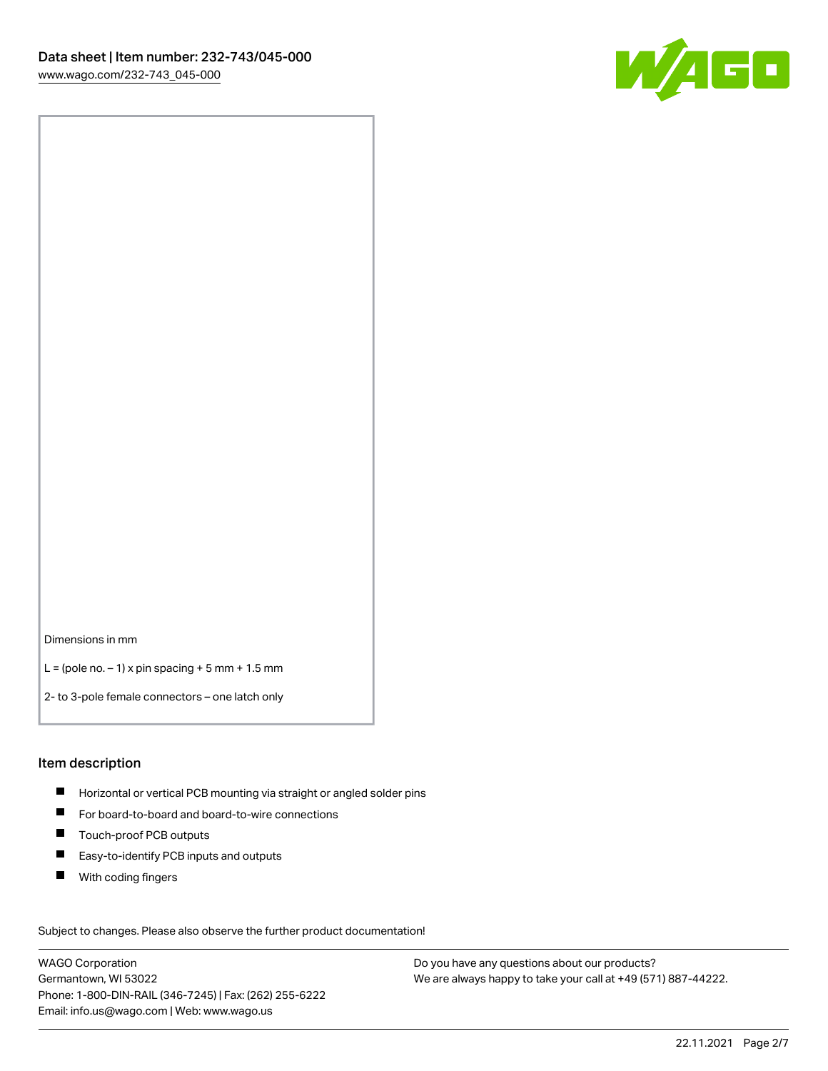Dimensions in mm

L = (pole no. – 1) x pin spacing + 5 mm + 1.5 mm

2- to 3-pole female connectors – one latch only

## Item description

- Horizontal or vertical PCB mounting via straight or angled solder pins
- For board-to-board and board-to-wire connections
- Touch-proof PCB outputs
- Easy-to-identify PCB inputs and outputs
- With coding fingers

Subject to changes. Please also observe the further product documentation!

WAGO Corporation
Germantown, WI 53022
Phone: 1-800-DIN-RAIL (346-7245) | Fax: (262) 255-6222
Email: info.us@wago.com | Web: www.wago.us

Do you have any questions about our products?
We are always happy to take your call at +49 (571) 887-44222.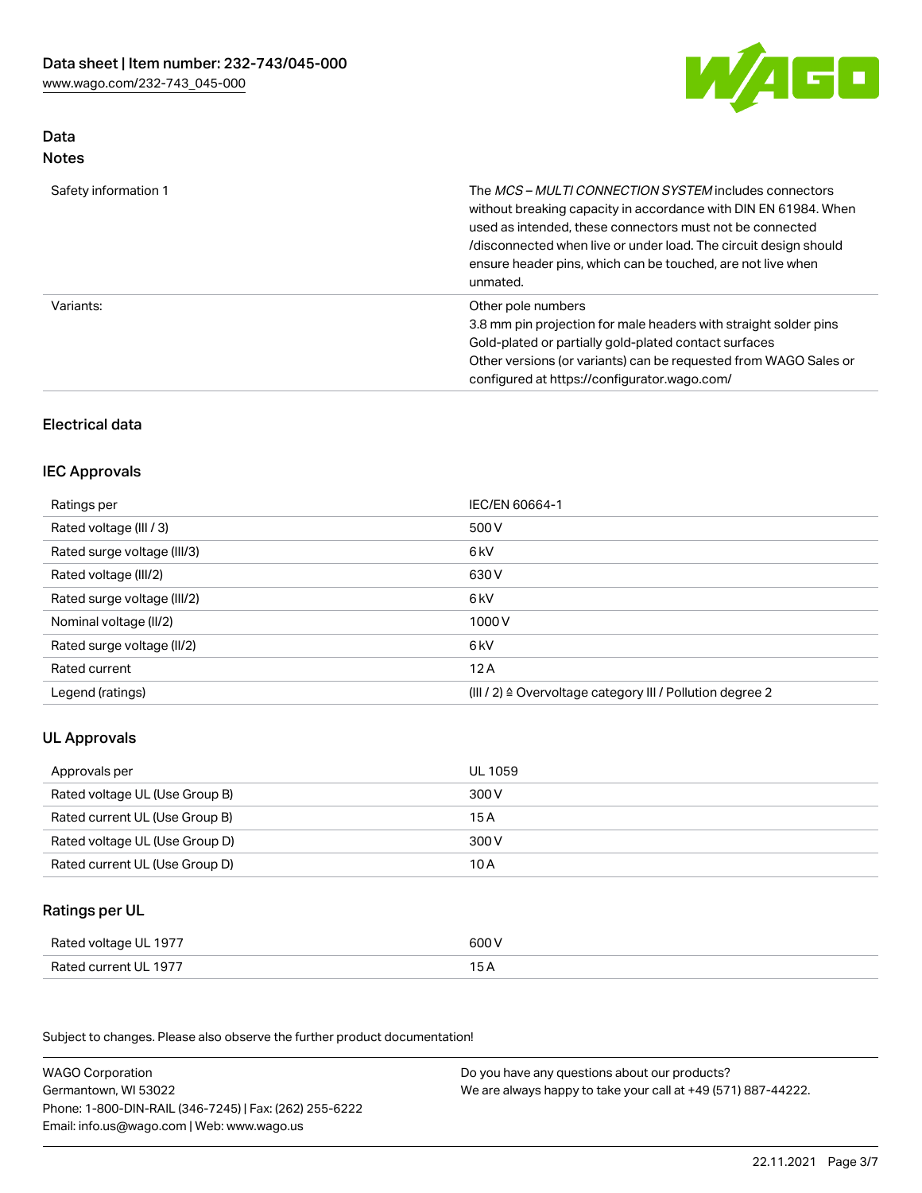## Data
### Notes

| | |
|---|---|
| Safety information 1 | The *MCS – MULTI CONNECTION SYSTEM* includes connectors without breaking capacity in accordance with DIN EN 61984. When used as intended, these connectors must not be connected /disconnected when live or under load. The circuit design should ensure header pins, which can be touched, are not live when unmated. |
| Variants: | Other pole numbers<br>3.8 mm pin projection for male headers with straight solder pins<br>Gold-plated or partially gold-plated contact surfaces<br>Other versions (or variants) can be requested from WAGO Sales or configured at https://configurator.wago.com/ |

## Electrical data

### IEC Approvals

| | |
|---|---|
| Ratings per | IEC/EN 60664-1 |
| Rated voltage (III / 3) | 500 V |
| Rated surge voltage (III/3) | 6 kV |
| Rated voltage (III/2) | 630 V |
| Rated surge voltage (III/2) | 6 kV |
| Nominal voltage (II/2) | 1000 V |
| Rated surge voltage (II/2) | 6 kV |
| Rated current | 12 A |
| Legend (ratings) | (III / 2) ≙ Overvoltage category III / Pollution degree 2 |

### UL Approvals

| | |
|---|---|
| Approvals per | UL 1059 |
| Rated voltage UL (Use Group B) | 300 V |
| Rated current UL (Use Group B) | 15 A |
| Rated voltage UL (Use Group D) | 300 V |
| Rated current UL (Use Group D) | 10 A |

### Ratings per UL

| | |
|---|---|
| Rated voltage UL 1977 | 600 V |
| Rated current UL 1977 | 15 A |

Subject to changes. Please also observe the further product documentation!

WAGO Corporation
Germantown, WI 53022
Phone: 1-800-DIN-RAIL (346-7245) | Fax: (262) 255-6222
Email: info.us@wago.com | Web: www.wago.us

Do you have any questions about our products?
We are always happy to take your call at +49 (571) 887-44222.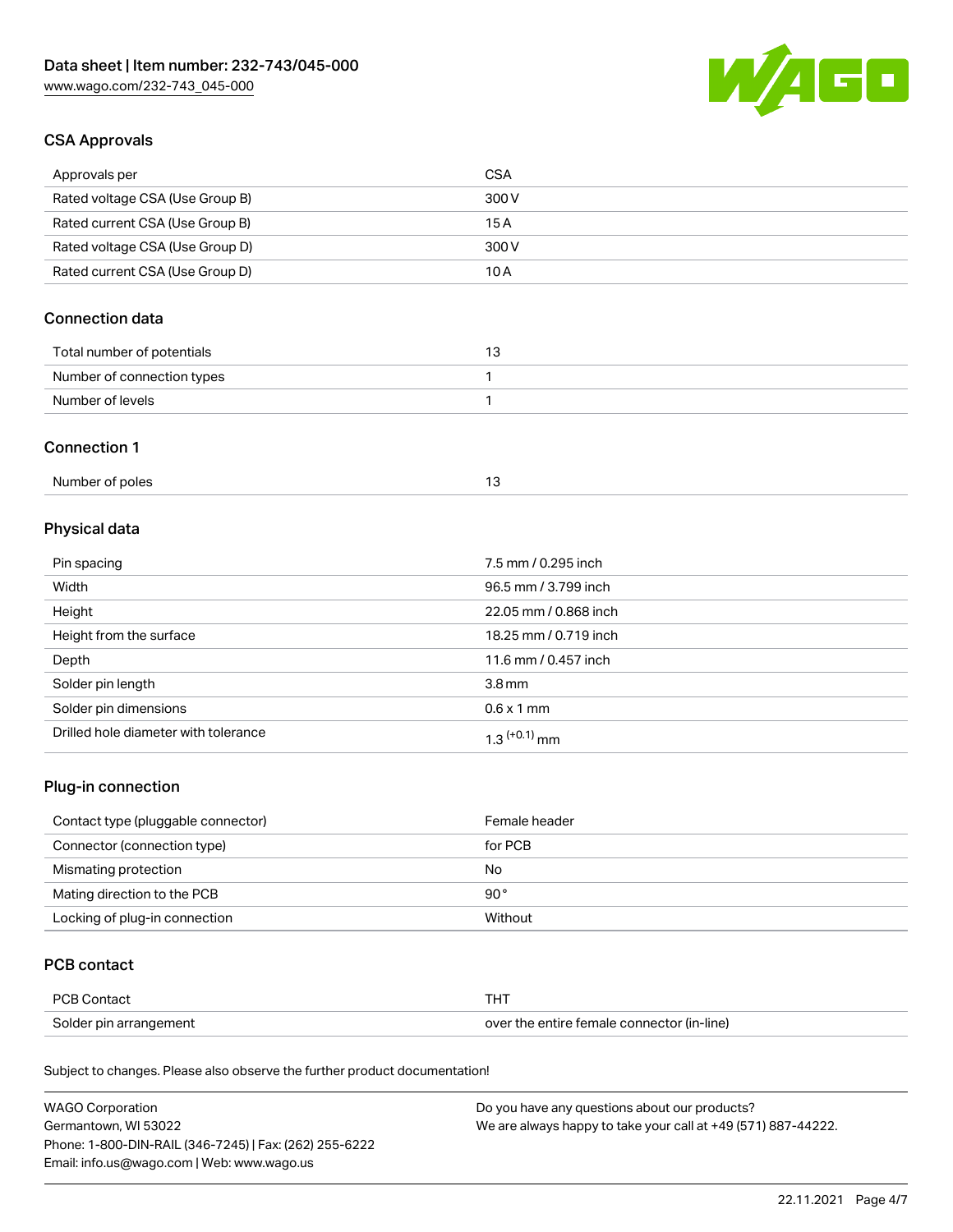## CSA Approvals

| Approvals per | CSA |
| --- | --- |
| Rated voltage CSA (Use Group B) | 300 V |
| Rated current CSA (Use Group B) | 15 A |
| Rated voltage CSA (Use Group D) | 300 V |
| Rated current CSA (Use Group D) | 10 A |

## Connection data

| Total number of potentials | 13 |
| --- | --- |
| Number of connection types | 1 |
| Number of levels | 1 |

## Connection 1

| Number of poles | 13 |
| --- | --- |

## Physical data

| Pin spacing | 7.5 mm / 0.295 inch |
| --- | --- |
| Width | 96.5 mm / 3.799 inch |
| Height | 22.05 mm / 0.868 inch |
| Height from the surface | 18.25 mm / 0.719 inch |
| Depth | 11.6 mm / 0.457 inch |
| Solder pin length | 3.8 mm |
| Solder pin dimensions | 0.6 x 1 mm |
| Drilled hole diameter with tolerance | $1.3^{(+0.1)}$ mm |

## Plug-in connection

| Contact type (pluggable connector) | Female header |
| --- | --- |
| Connector (connection type) | for PCB |
| Mismating protection | No |
| Mating direction to the PCB | 90° |
| Locking of plug-in connection | Without |

## PCB contact

| PCB Contact | THT |
| --- | --- |
| Solder pin arrangement | over the entire female connector (in-line) |

Subject to changes. Please also observe the further product documentation!

WAGO Corporation
Germantown, WI 53022
Phone: 1-800-DIN-RAIL (346-7245) | Fax: (262) 255-6222
Email: info.us@wago.com | Web: www.wago.us

Do you have any questions about our products?
We are always happy to take your call at +49 (571) 887-44222.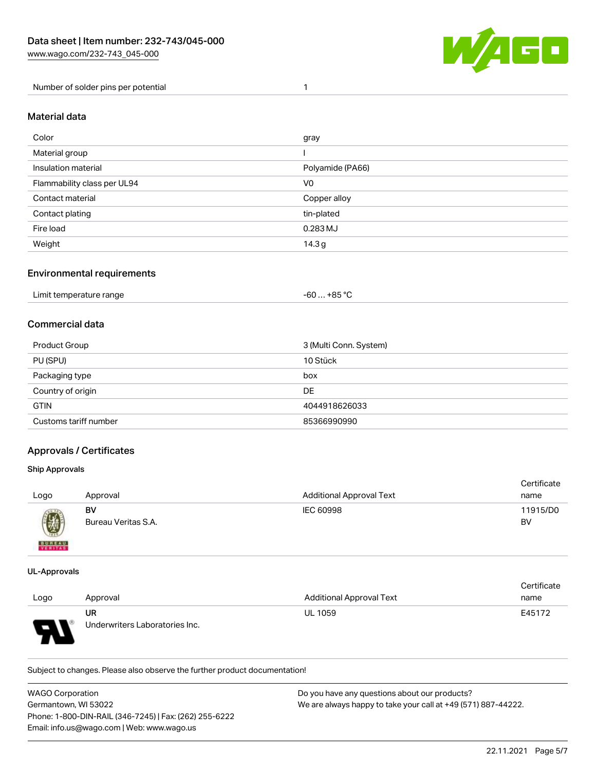| Number of solder pins per potential | 1 |
|---|---|

## Material data

| Color | gray |
|---|---|
| Material group | I |
| Insulation material | Polyamide (PA66) |
| Flammability class per UL94 | V0 |
| Contact material | Copper alloy |
| Contact plating | tin-plated |
| Fire load | 0.283 MJ |
| Weight | 14.3 g |

## Environmental requirements

| Limit temperature range | -60 … +85 °C |
|---|---|

## Commercial data

| Product Group | 3 (Multi Conn. System) |
|---|---|
| PU (SPU) | 10 Stück |
| Packaging type | box |
| Country of origin | DE |
| GTIN | 4044918626033 |
| Customs tariff number | 85366990990 |

## Approvals / Certificates

### Ship Approvals

| Logo | Approval | Additional Approval Text | Certificate name |
|---|---|---|---|
| | **BV** Bureau Veritas S.A. | IEC 60998 | 11915/D0 BV |

### UL-Approvals

| Logo | Approval | Additional Approval Text | Certificate name |
|---|---|---|---|
| | **UR** Underwriters Laboratories Inc. | UL 1059 | E45172 |

Subject to changes. Please also observe the further product documentation!

WAGO Corporation
Germantown, WI 53022
Phone: 1-800-DIN-RAIL (346-7245) | Fax: (262) 255-6222
Email: info.us@wago.com | Web: www.wago.us

Do you have any questions about our products?
We are always happy to take your call at +49 (571) 887-44222.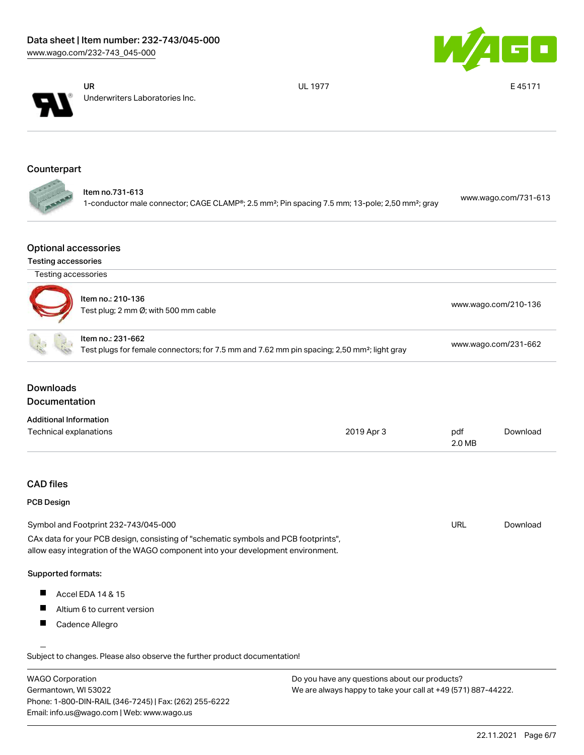| UR | UL 1977 | E 45171 |
| --- | --- | --- |
| Underwriters Laboratories Inc. | | |

## Counterpart

| | |
| --- | --- |
| Item no.731-613<br>1-conductor male connector; CAGE CLAMP®; 2.5 mm²; Pin spacing 7.5 mm; 13-pole; 2,50 mm²; gray | www.wago.com/731-613 |

## Optional accessories

### Testing accessories

| Testing accessories | |
| --- | --- |
| Item no.: 210-136<br>Test plug; 2 mm Ø; with 500 mm cable | www.wago.com/210-136 |
| Item no.: 231-662<br>Test plugs for female connectors; for 7.5 mm and 7.62 mm pin spacing; 2,50 mm²; light gray | www.wago.com/231-662 |

## Downloads
## Documentation

### Additional Information

| | | | |
| --- | --- | --- | --- |
| Technical explanations | 2019 Apr 3 | pdf<br>2.0 MB | Download |

## CAD files

### PCB Design

| | | |
| --- | --- | --- |
| Symbol and Footprint 232-743/045-000 | URL | Download |

CAx data for your PCB design, consisting of "schematic symbols and PCB footprints", allow easy integration of the WAGO component into your development environment.

**Supported formats:**

- Accel EDA 14 & 15
- Altium 6 to current version
- Cadence Allegro

Subject to changes. Please also observe the further product documentation!

WAGO Corporation
Germantown, WI 53022
Phone: 1-800-DIN-RAIL (346-7245) | Fax: (262) 255-6222
Email: info.us@wago.com | Web: www.wago.us

Do you have any questions about our products?
We are always happy to take your call at +49 (571) 887-44222.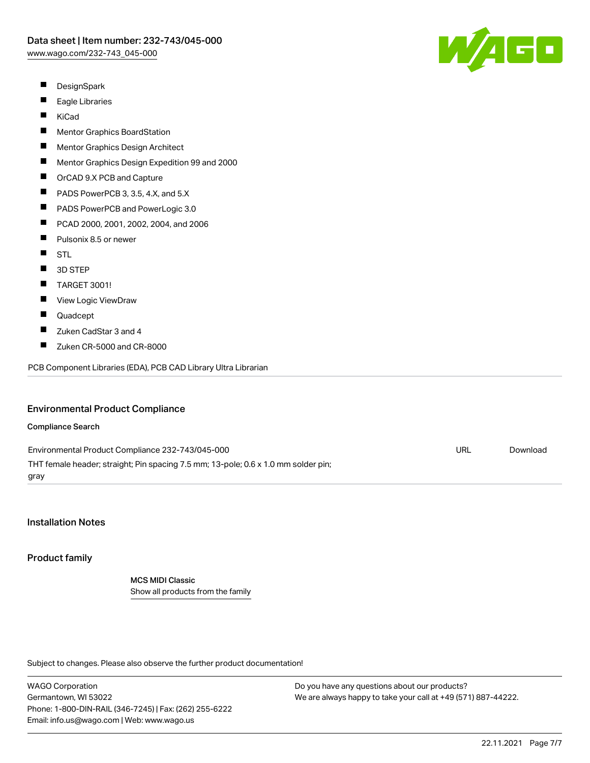- DesignSpark
- Eagle Libraries
- KiCad
- Mentor Graphics BoardStation
- Mentor Graphics Design Architect
- Mentor Graphics Design Expedition 99 and 2000
- OrCAD 9.X PCB and Capture
- PADS PowerPCB 3, 3.5, 4.X, and 5.X
- PADS PowerPCB and PowerLogic 3.0
- PCAD 2000, 2001, 2002, 2004, and 2006
- Pulsonix 8.5 or newer
- STL
- 3D STEP
- TARGET 3001!
- View Logic ViewDraw
- Quadcept
- Zuken CadStar 3 and 4
- Zuken CR-5000 and CR-8000

PCB Component Libraries (EDA), PCB CAD Library Ultra Librarian

## Environmental Product Compliance

### Compliance Search

| | | |
|---|---|---|
| Environmental Product Compliance 232-743/045-000<br>THT female header; straight; Pin spacing 7.5 mm; 13-pole; 0.6 x 1.0 mm solder pin; gray | URL | Download |

## Installation Notes

## Product family

**MCS MIDI Classic**
Show all products from the family

Subject to changes. Please also observe the further product documentation!

WAGO Corporation
Germantown, WI 53022
Phone: 1-800-DIN-RAIL (346-7245) | Fax: (262) 255-6222
Email: info.us@wago.com | Web: www.wago.us

Do you have any questions about our products?
We are always happy to take your call at +49 (571) 887-44222.